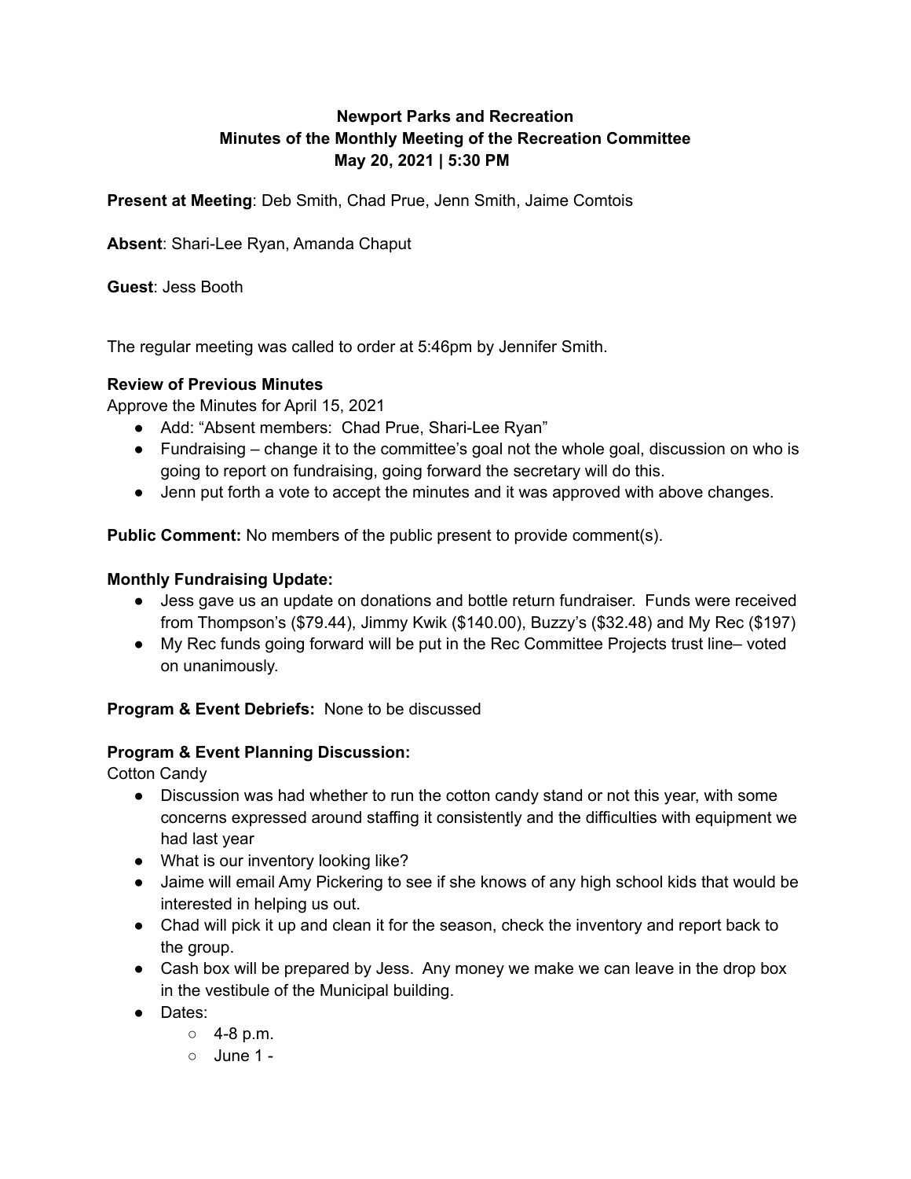**Newport Parks and Recreation**
**Minutes of the Monthly Meeting of the Recreation Committee**
**May 20, 2021 | 5:30 PM**

**Present at Meeting**: Deb Smith, Chad Prue, Jenn Smith, Jaime Comtois

**Absent**: Shari-Lee Ryan, Amanda Chaput

**Guest**: Jess Booth

The regular meeting was called to order at 5:46pm by Jennifer Smith.

**Review of Previous Minutes**

Approve the Minutes for April 15, 2021

- Add: "Absent members: Chad Prue, Shari-Lee Ryan"
- Fundraising – change it to the committee's goal not the whole goal, discussion on who is going to report on fundraising, going forward the secretary will do this.
- Jenn put forth a vote to accept the minutes and it was approved with above changes.

**Public Comment:** No members of the public present to provide comment(s).

**Monthly Fundraising Update:**

- Jess gave us an update on donations and bottle return fundraiser. Funds were received from Thompson's ($79.44), Jimmy Kwik ($140.00), Buzzy's ($32.48) and My Rec ($197)
- My Rec funds going forward will be put in the Rec Committee Projects trust line– voted on unanimously.

**Program & Event Debriefs:** None to be discussed

**Program & Event Planning Discussion:**

Cotton Candy

- Discussion was had whether to run the cotton candy stand or not this year, with some concerns expressed around staffing it consistently and the difficulties with equipment we had last year
- What is our inventory looking like?
- Jaime will email Amy Pickering to see if she knows of any high school kids that would be interested in helping us out.
- Chad will pick it up and clean it for the season, check the inventory and report back to the group.
- Cash box will be prepared by Jess. Any money we make we can leave in the drop box in the vestibule of the Municipal building.
- Dates:
  - 4-8 p.m.
  - June 1 -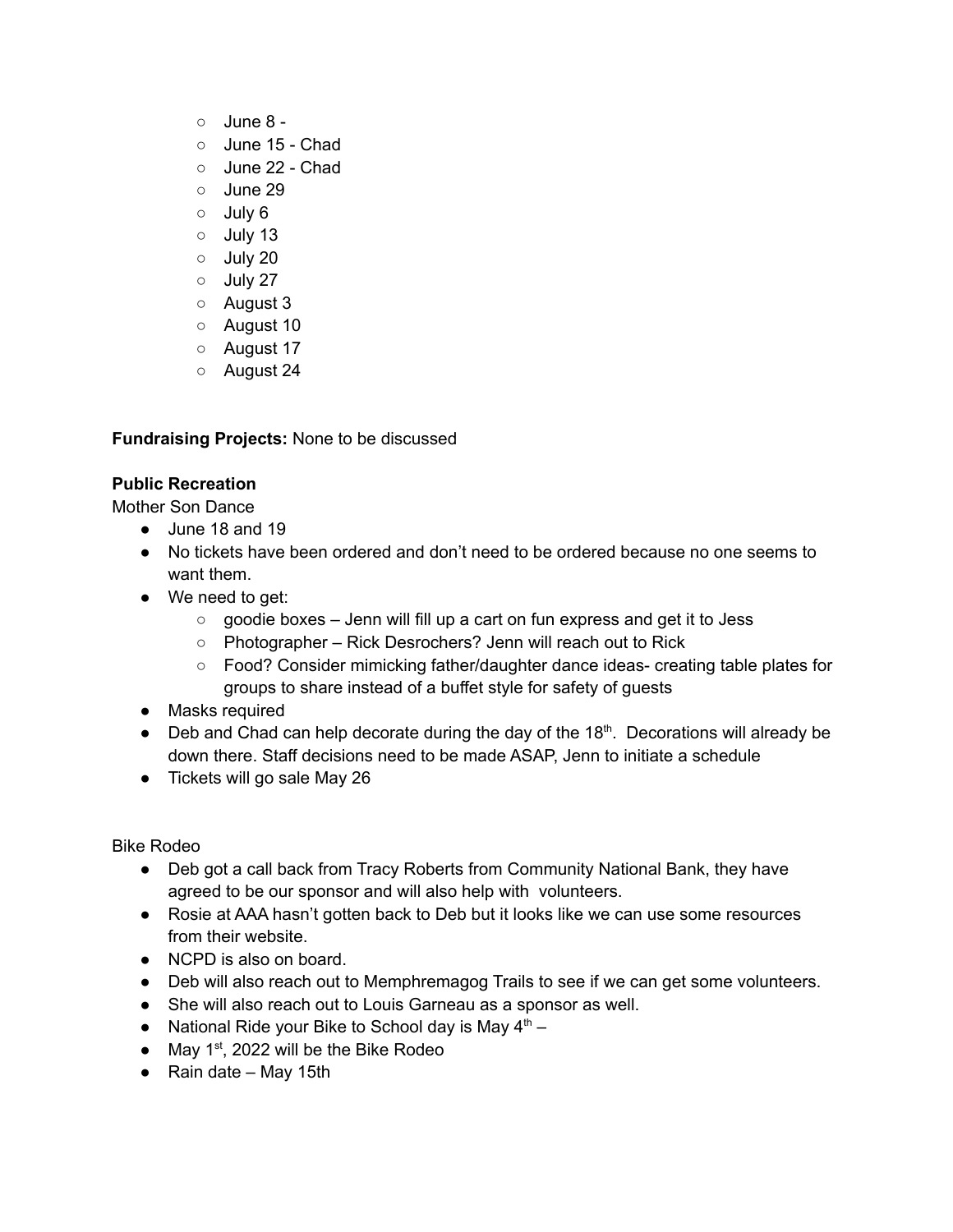- June 8 -
  - June 15 - Chad
  - June 22 - Chad
  - June 29
  - July 6
  - July 13
  - July 20
  - July 27
  - August 3
  - August 10
  - August 17
  - August 24

**Fundraising Projects:** None to be discussed

**Public Recreation**

Mother Son Dance

- June 18 and 19
- No tickets have been ordered and don't need to be ordered because no one seems to want them.
- We need to get:
  - goodie boxes – Jenn will fill up a cart on fun express and get it to Jess
  - Photographer – Rick Desrochers? Jenn will reach out to Rick
  - Food? Consider mimicking father/daughter dance ideas- creating table plates for groups to share instead of a buffet style for safety of guests
- Masks required
- Deb and Chad can help decorate during the day of the 18th. Decorations will already be down there. Staff decisions need to be made ASAP, Jenn to initiate a schedule
- Tickets will go sale May 26

Bike Rodeo

- Deb got a call back from Tracy Roberts from Community National Bank, they have agreed to be our sponsor and will also help with volunteers.
- Rosie at AAA hasn't gotten back to Deb but it looks like we can use some resources from their website.
- NCPD is also on board.
- Deb will also reach out to Memphremagog Trails to see if we can get some volunteers.
- She will also reach out to Louis Garneau as a sponsor as well.
- National Ride your Bike to School day is May 4th –
- May 1st, 2022 will be the Bike Rodeo
- Rain date – May 15th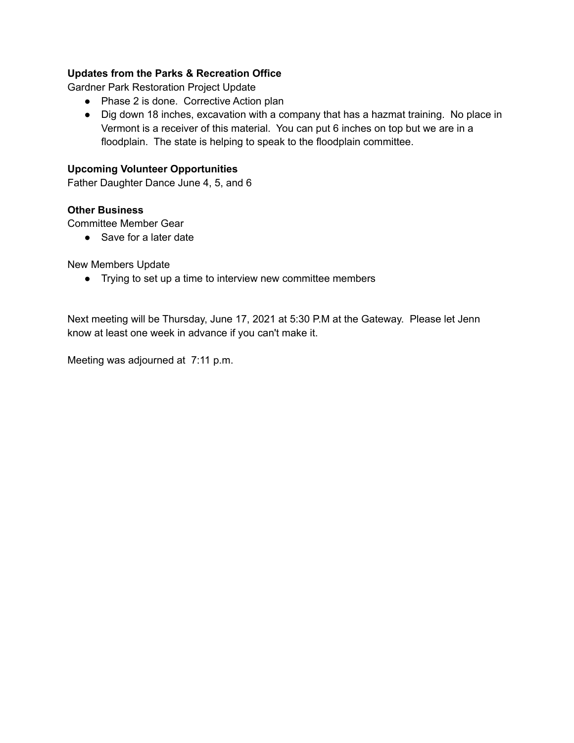**Updates from the Parks & Recreation Office**

Gardner Park Restoration Project Update

- Phase 2 is done. Corrective Action plan
- Dig down 18 inches, excavation with a company that has a hazmat training. No place in Vermont is a receiver of this material. You can put 6 inches on top but we are in a floodplain. The state is helping to speak to the floodplain committee.

**Upcoming Volunteer Opportunities**

Father Daughter Dance June 4, 5, and 6

**Other Business**

Committee Member Gear

- Save for a later date

New Members Update

- Trying to set up a time to interview new committee members

Next meeting will be Thursday, June 17, 2021 at 5:30 P.M at the Gateway. Please let Jenn know at least one week in advance if you can't make it.

Meeting was adjourned at 7:11 p.m.